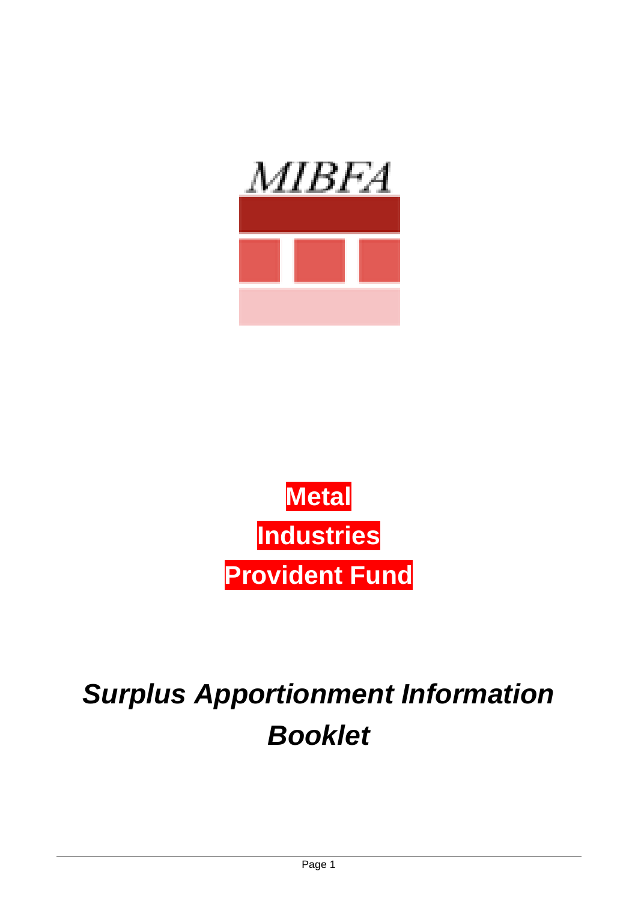MIBFA

**Metal Industries Provident Fund**

# *Surplus Apportionment Information Booklet*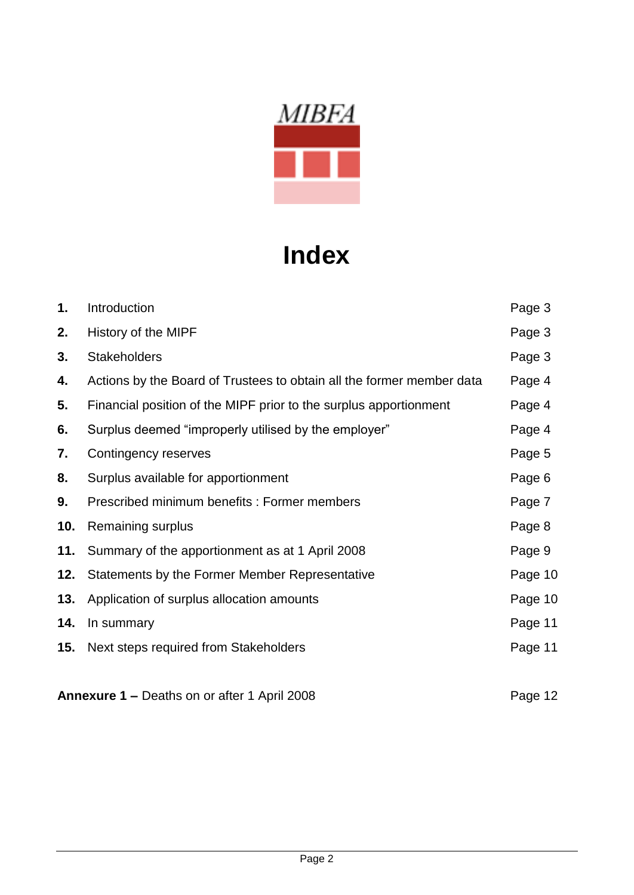MIBFA

# Index

| | | |
|---|---|---|
| **1.** | Introduction | Page 3 |
| **2.** | History of the MIPF | Page 3 |
| **3.** | Stakeholders | Page 3 |
| **4.** | Actions by the Board of Trustees to obtain all the former member data | Page 4 |
| **5.** | Financial position of the MIPF prior to the surplus apportionment | Page 4 |
| **6.** | Surplus deemed "improperly utilised by the employer" | Page 4 |
| **7.** | Contingency reserves | Page 5 |
| **8.** | Surplus available for apportionment | Page 6 |
| **9.** | Prescribed minimum benefits : Former members | Page 7 |
| **10.** | Remaining surplus | Page 8 |
| **11.** | Summary of the apportionment as at 1 April 2008 | Page 9 |
| **12.** | Statements by the Former Member Representative | Page 10 |
| **13.** | Application of surplus allocation amounts | Page 10 |
| **14.** | In summary | Page 11 |
| **15.** | Next steps required from Stakeholders | Page 11 |

**Annexure 1 –** Deaths on or after 1 April 2008 — Page 12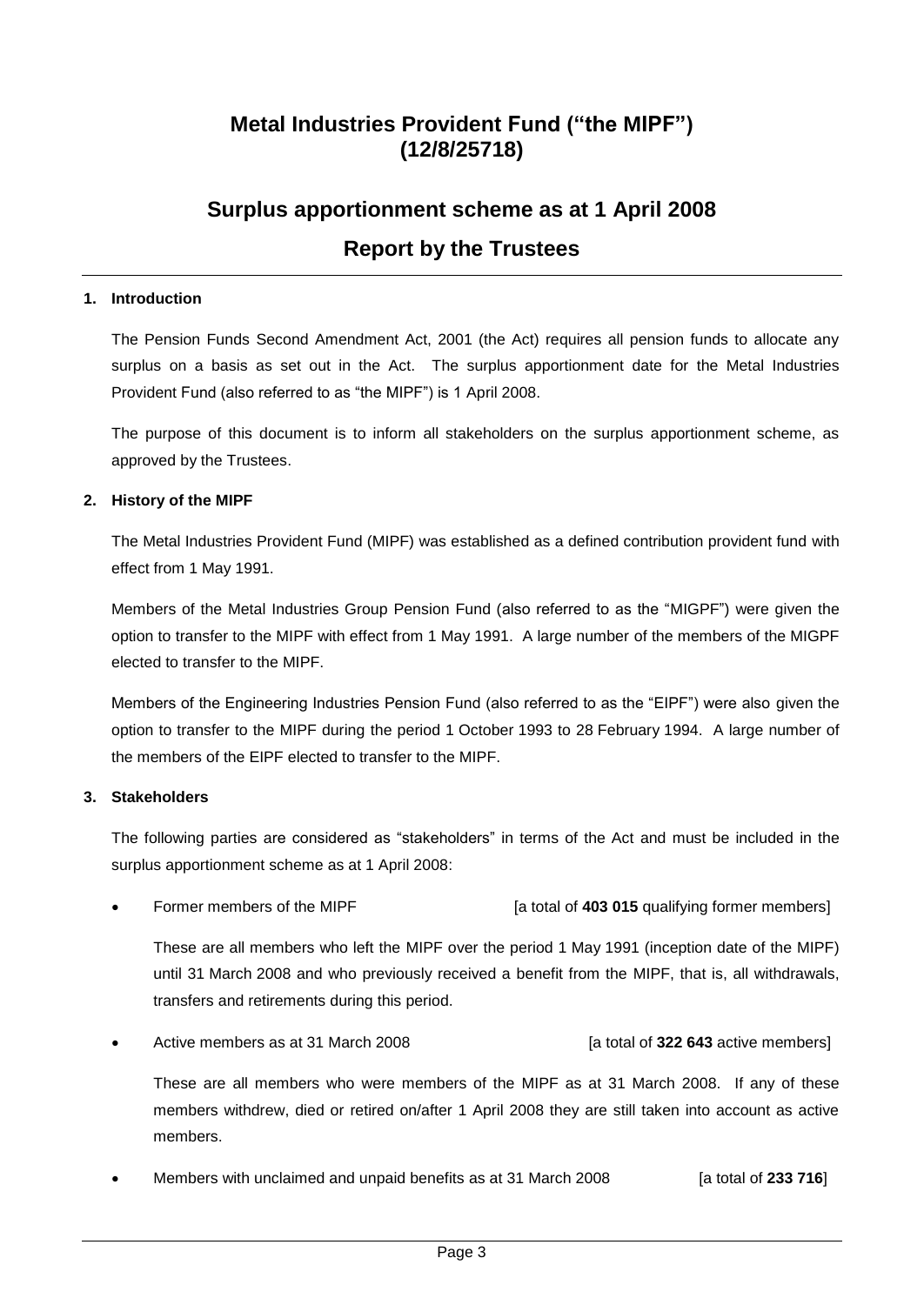# Metal Industries Provident Fund ("the MIPF") (12/8/25718)

## Surplus apportionment scheme as at 1 April 2008

## Report by the Trustees

### 1. Introduction

The Pension Funds Second Amendment Act, 2001 (the Act) requires all pension funds to allocate any surplus on a basis as set out in the Act. The surplus apportionment date for the Metal Industries Provident Fund (also referred to as "the MIPF") is 1 April 2008.

The purpose of this document is to inform all stakeholders on the surplus apportionment scheme, as approved by the Trustees.

### 2. History of the MIPF

The Metal Industries Provident Fund (MIPF) was established as a defined contribution provident fund with effect from 1 May 1991.

Members of the Metal Industries Group Pension Fund (also referred to as the "MIGPF") were given the option to transfer to the MIPF with effect from 1 May 1991. A large number of the members of the MIGPF elected to transfer to the MIPF.

Members of the Engineering Industries Pension Fund (also referred to as the "EIPF") were also given the option to transfer to the MIPF during the period 1 October 1993 to 28 February 1994. A large number of the members of the EIPF elected to transfer to the MIPF.

### 3. Stakeholders

The following parties are considered as "stakeholders" in terms of the Act and must be included in the surplus apportionment scheme as at 1 April 2008:

- Former members of the MIPF [a total of **403 015** qualifying former members]

  These are all members who left the MIPF over the period 1 May 1991 (inception date of the MIPF) until 31 March 2008 and who previously received a benefit from the MIPF, that is, all withdrawals, transfers and retirements during this period.

- Active members as at 31 March 2008 [a total of **322 643** active members]

  These are all members who were members of the MIPF as at 31 March 2008. If any of these members withdrew, died or retired on/after 1 April 2008 they are still taken into account as active members.

- Members with unclaimed and unpaid benefits as at 31 March 2008 [a total of **233 716**]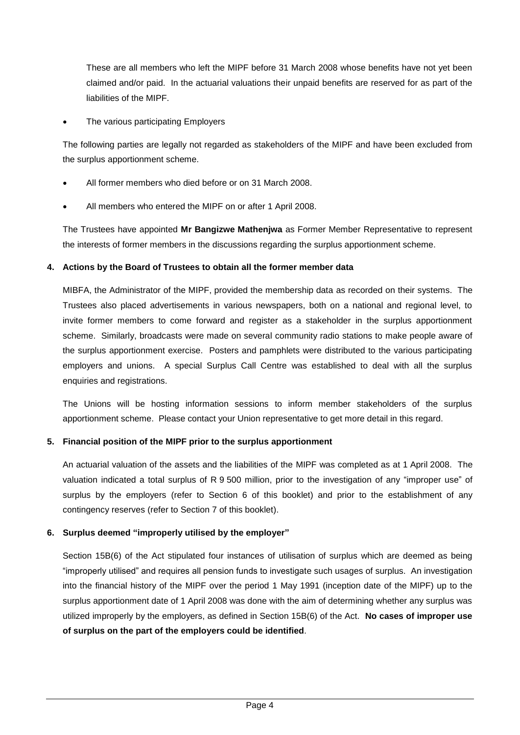These are all members who left the MIPF before 31 March 2008 whose benefits have not yet been claimed and/or paid. In the actuarial valuations their unpaid benefits are reserved for as part of the liabilities of the MIPF.

- The various participating Employers

The following parties are legally not regarded as stakeholders of the MIPF and have been excluded from the surplus apportionment scheme.

- All former members who died before or on 31 March 2008.
- All members who entered the MIPF on or after 1 April 2008.

The Trustees have appointed **Mr Bangizwe Mathenjwa** as Former Member Representative to represent the interests of former members in the discussions regarding the surplus apportionment scheme.

## 4. Actions by the Board of Trustees to obtain all the former member data

MIBFA, the Administrator of the MIPF, provided the membership data as recorded on their systems. The Trustees also placed advertisements in various newspapers, both on a national and regional level, to invite former members to come forward and register as a stakeholder in the surplus apportionment scheme. Similarly, broadcasts were made on several community radio stations to make people aware of the surplus apportionment exercise. Posters and pamphlets were distributed to the various participating employers and unions. A special Surplus Call Centre was established to deal with all the surplus enquiries and registrations.

The Unions will be hosting information sessions to inform member stakeholders of the surplus apportionment scheme. Please contact your Union representative to get more detail in this regard.

## 5. Financial position of the MIPF prior to the surplus apportionment

An actuarial valuation of the assets and the liabilities of the MIPF was completed as at 1 April 2008. The valuation indicated a total surplus of R 9 500 million, prior to the investigation of any "improper use" of surplus by the employers (refer to Section 6 of this booklet) and prior to the establishment of any contingency reserves (refer to Section 7 of this booklet).

## 6. Surplus deemed "improperly utilised by the employer"

Section 15B(6) of the Act stipulated four instances of utilisation of surplus which are deemed as being "improperly utilised" and requires all pension funds to investigate such usages of surplus. An investigation into the financial history of the MIPF over the period 1 May 1991 (inception date of the MIPF) up to the surplus apportionment date of 1 April 2008 was done with the aim of determining whether any surplus was utilized improperly by the employers, as defined in Section 15B(6) of the Act. **No cases of improper use of surplus on the part of the employers could be identified**.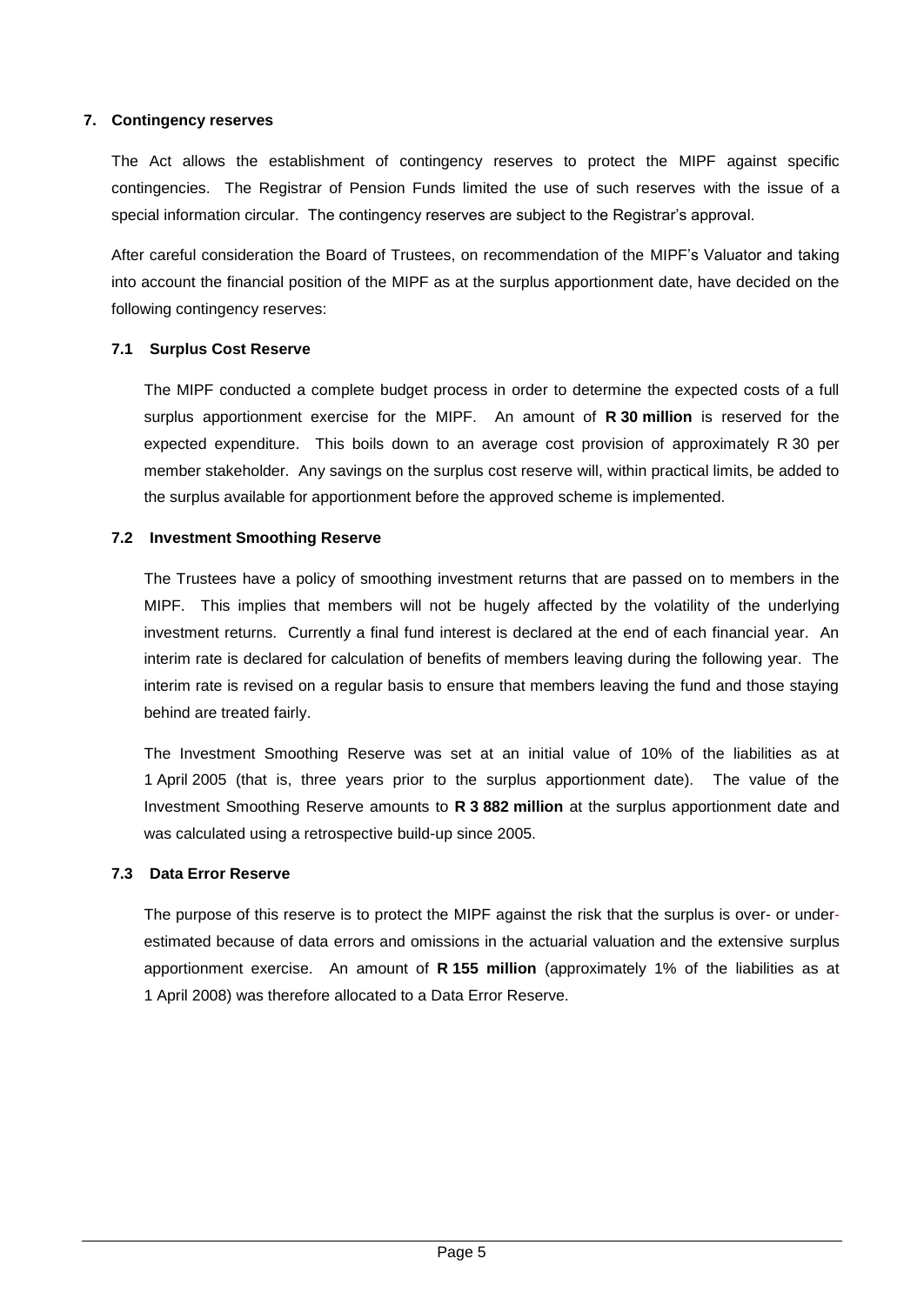## 7. Contingency reserves

The Act allows the establishment of contingency reserves to protect the MIPF against specific contingencies. The Registrar of Pension Funds limited the use of such reserves with the issue of a special information circular. The contingency reserves are subject to the Registrar's approval.

After careful consideration the Board of Trustees, on recommendation of the MIPF's Valuator and taking into account the financial position of the MIPF as at the surplus apportionment date, have decided on the following contingency reserves:

### 7.1 Surplus Cost Reserve

The MIPF conducted a complete budget process in order to determine the expected costs of a full surplus apportionment exercise for the MIPF. An amount of **R 30 million** is reserved for the expected expenditure. This boils down to an average cost provision of approximately R 30 per member stakeholder. Any savings on the surplus cost reserve will, within practical limits, be added to the surplus available for apportionment before the approved scheme is implemented.

### 7.2 Investment Smoothing Reserve

The Trustees have a policy of smoothing investment returns that are passed on to members in the MIPF. This implies that members will not be hugely affected by the volatility of the underlying investment returns. Currently a final fund interest is declared at the end of each financial year. An interim rate is declared for calculation of benefits of members leaving during the following year. The interim rate is revised on a regular basis to ensure that members leaving the fund and those staying behind are treated fairly.

The Investment Smoothing Reserve was set at an initial value of 10% of the liabilities as at 1 April 2005 (that is, three years prior to the surplus apportionment date). The value of the Investment Smoothing Reserve amounts to **R 3 882 million** at the surplus apportionment date and was calculated using a retrospective build-up since 2005.

### 7.3 Data Error Reserve

The purpose of this reserve is to protect the MIPF against the risk that the surplus is over- or under-estimated because of data errors and omissions in the actuarial valuation and the extensive surplus apportionment exercise. An amount of **R 155 million** (approximately 1% of the liabilities as at 1 April 2008) was therefore allocated to a Data Error Reserve.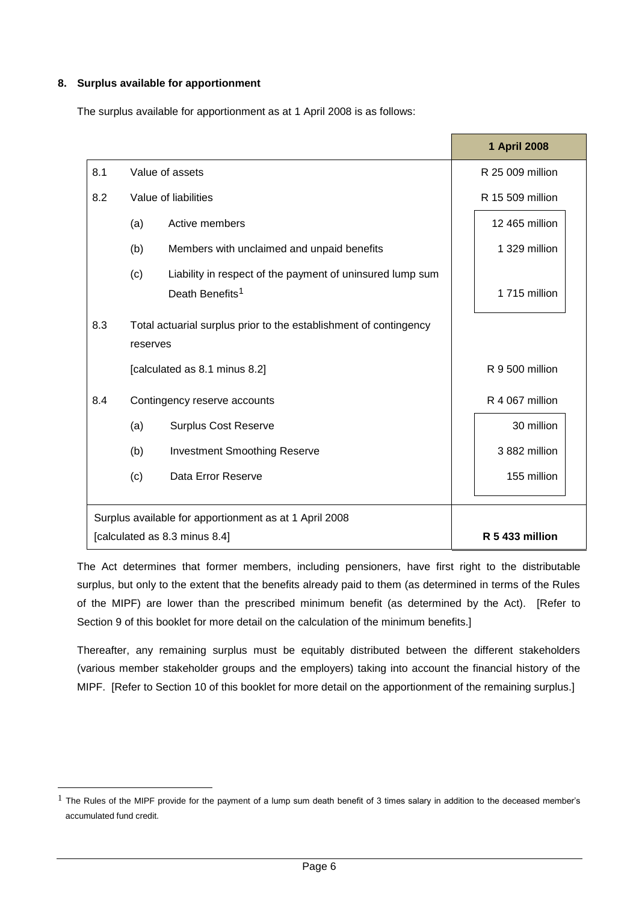## 8. Surplus available for apportionment

The surplus available for apportionment as at 1 April 2008 is as follows:

| | | | | 1 April 2008 |
|---|---|---|---|---|
| 8.1 | Value of assets | | | R 25 009 million |
| 8.2 | Value of liabilities | | | R 15 509 million |
| | (a) | Active members | 12 465 million | |
| | (b) | Members with unclaimed and unpaid benefits | 1 329 million | |
| | (c) | Liability in respect of the payment of uninsured lump sum Death Benefits[1] | 1 715 million | |
| 8.3 | Total actuarial surplus prior to the establishment of contingency reserves [calculated as 8.1 minus 8.2] | | | R 9 500 million |
| 8.4 | Contingency reserve accounts | | | R 4 067 million |
| | (a) | Surplus Cost Reserve | 30 million | |
| | (b) | Investment Smoothing Reserve | 3 882 million | |
| | (c) | Data Error Reserve | 155 million | |
| Surplus available for apportionment as at 1 April 2008 [calculated as 8.3 minus 8.4] | | | | **R 5 433 million** |

The Act determines that former members, including pensioners, have first right to the distributable surplus, but only to the extent that the benefits already paid to them (as determined in terms of the Rules of the MIPF) are lower than the prescribed minimum benefit (as determined by the Act). [Refer to Section 9 of this booklet for more detail on the calculation of the minimum benefits.]

Thereafter, any remaining surplus must be equitably distributed between the different stakeholders (various member stakeholder groups and the employers) taking into account the financial history of the MIPF. [Refer to Section 10 of this booklet for more detail on the apportionment of the remaining surplus.]

[1] The Rules of the MIPF provide for the payment of a lump sum death benefit of 3 times salary in addition to the deceased member's accumulated fund credit.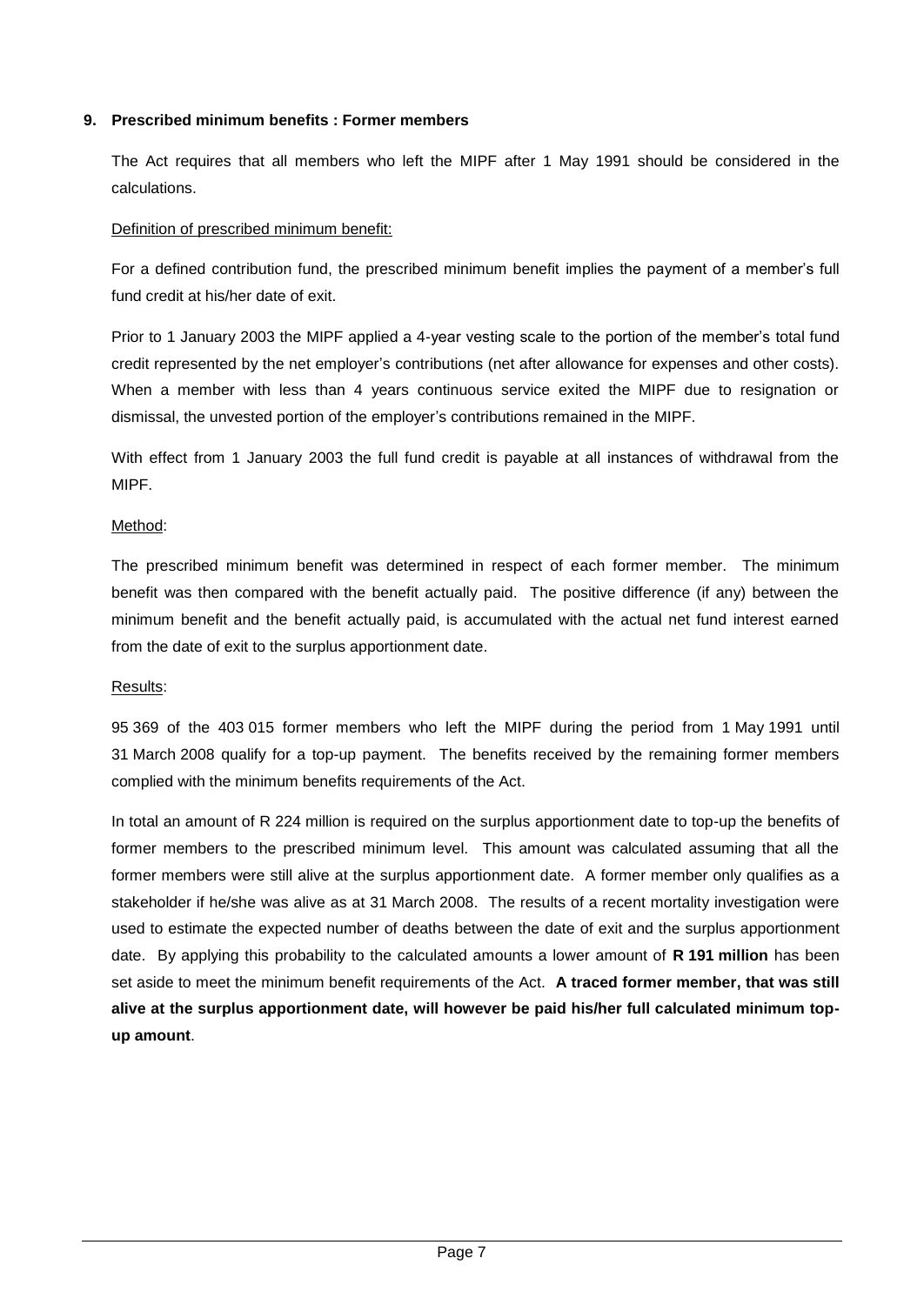## 9. Prescribed minimum benefits : Former members

The Act requires that all members who left the MIPF after 1 May 1991 should be considered in the calculations.

Definition of prescribed minimum benefit:

For a defined contribution fund, the prescribed minimum benefit implies the payment of a member's full fund credit at his/her date of exit.

Prior to 1 January 2003 the MIPF applied a 4-year vesting scale to the portion of the member's total fund credit represented by the net employer's contributions (net after allowance for expenses and other costs). When a member with less than 4 years continuous service exited the MIPF due to resignation or dismissal, the unvested portion of the employer's contributions remained in the MIPF.

With effect from 1 January 2003 the full fund credit is payable at all instances of withdrawal from the MIPF.

Method:

The prescribed minimum benefit was determined in respect of each former member. The minimum benefit was then compared with the benefit actually paid. The positive difference (if any) between the minimum benefit and the benefit actually paid, is accumulated with the actual net fund interest earned from the date of exit to the surplus apportionment date.

Results:

95 369 of the 403 015 former members who left the MIPF during the period from 1 May 1991 until 31 March 2008 qualify for a top-up payment. The benefits received by the remaining former members complied with the minimum benefits requirements of the Act.

In total an amount of R 224 million is required on the surplus apportionment date to top-up the benefits of former members to the prescribed minimum level. This amount was calculated assuming that all the former members were still alive at the surplus apportionment date. A former member only qualifies as a stakeholder if he/she was alive as at 31 March 2008. The results of a recent mortality investigation were used to estimate the expected number of deaths between the date of exit and the surplus apportionment date. By applying this probability to the calculated amounts a lower amount of **R 191 million** has been set aside to meet the minimum benefit requirements of the Act. **A traced former member, that was still alive at the surplus apportionment date, will however be paid his/her full calculated minimum top-up amount**.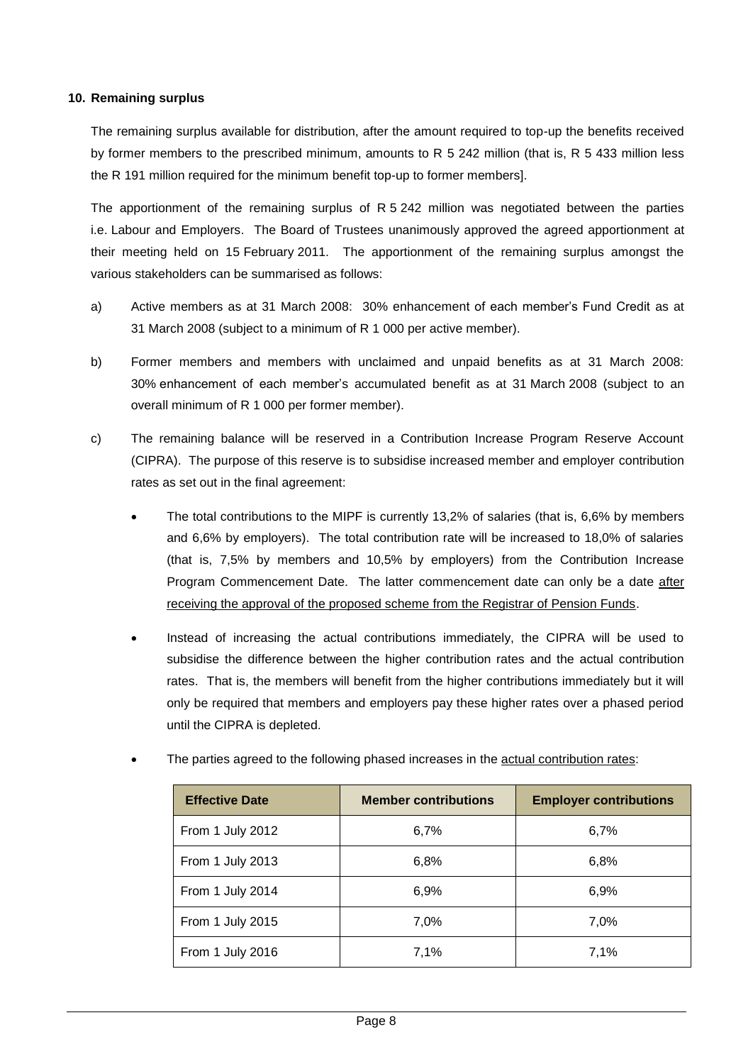## 10. Remaining surplus

The remaining surplus available for distribution, after the amount required to top-up the benefits received by former members to the prescribed minimum, amounts to R 5 242 million (that is, R 5 433 million less the R 191 million required for the minimum benefit top-up to former members].

The apportionment of the remaining surplus of R 5 242 million was negotiated between the parties i.e. Labour and Employers. The Board of Trustees unanimously approved the agreed apportionment at their meeting held on 15 February 2011. The apportionment of the remaining surplus amongst the various stakeholders can be summarised as follows:

a) Active members as at 31 March 2008: 30% enhancement of each member's Fund Credit as at 31 March 2008 (subject to a minimum of R 1 000 per active member).

b) Former members and members with unclaimed and unpaid benefits as at 31 March 2008: 30% enhancement of each member's accumulated benefit as at 31 March 2008 (subject to an overall minimum of R 1 000 per former member).

c) The remaining balance will be reserved in a Contribution Increase Program Reserve Account (CIPRA). The purpose of this reserve is to subsidise increased member and employer contribution rates as set out in the final agreement:

- The total contributions to the MIPF is currently 13,2% of salaries (that is, 6,6% by members and 6,6% by employers). The total contribution rate will be increased to 18,0% of salaries (that is, 7,5% by members and 10,5% by employers) from the Contribution Increase Program Commencement Date. The latter commencement date can only be a date <u>after receiving the approval of the proposed scheme from the Registrar of Pension Funds</u>.

- Instead of increasing the actual contributions immediately, the CIPRA will be used to subsidise the difference between the higher contribution rates and the actual contribution rates. That is, the members will benefit from the higher contributions immediately but it will only be required that members and employers pay these higher rates over a phased period until the CIPRA is depleted.

- The parties agreed to the following phased increases in the <u>actual contribution rates</u>:

| Effective Date | Member contributions | Employer contributions |
|---|---|---|
| From 1 July 2012 | 6,7% | 6,7% |
| From 1 July 2013 | 6,8% | 6,8% |
| From 1 July 2014 | 6,9% | 6,9% |
| From 1 July 2015 | 7,0% | 7,0% |
| From 1 July 2016 | 7,1% | 7,1% |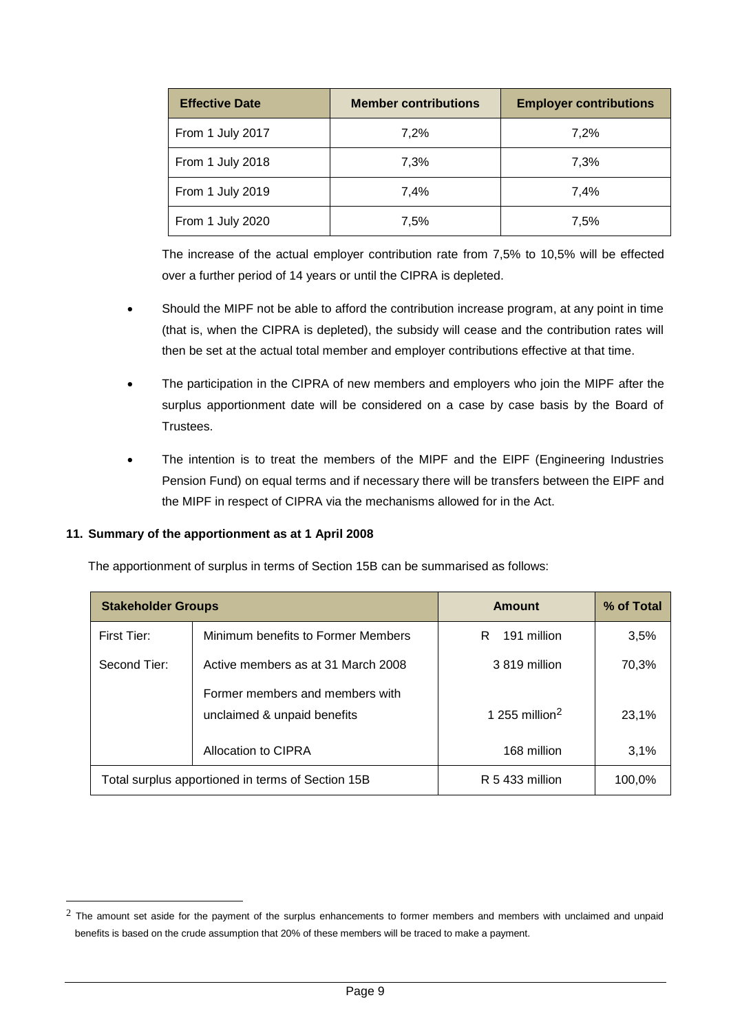| Effective Date | Member contributions | Employer contributions |
|---|---|---|
| From 1 July 2017 | 7,2% | 7,2% |
| From 1 July 2018 | 7,3% | 7,3% |
| From 1 July 2019 | 7,4% | 7,4% |
| From 1 July 2020 | 7,5% | 7,5% |

The increase of the actual employer contribution rate from 7,5% to 10,5% will be effected over a further period of 14 years or until the CIPRA is depleted.

- Should the MIPF not be able to afford the contribution increase program, at any point in time (that is, when the CIPRA is depleted), the subsidy will cease and the contribution rates will then be set at the actual total member and employer contributions effective at that time.
- The participation in the CIPRA of new members and employers who join the MIPF after the surplus apportionment date will be considered on a case by case basis by the Board of Trustees.
- The intention is to treat the members of the MIPF and the EIPF (Engineering Industries Pension Fund) on equal terms and if necessary there will be transfers between the EIPF and the MIPF in respect of CIPRA via the mechanisms allowed for in the Act.

## 11. Summary of the apportionment as at 1 April 2008

The apportionment of surplus in terms of Section 15B can be summarised as follows:

| Stakeholder Groups | | Amount | % of Total |
|---|---|---|---|
| First Tier: | Minimum benefits to Former Members | R 191 million | 3,5% |
| Second Tier: | Active members as at 31 March 2008 | 3 819 million | 70,3% |
| | Former members and members with unclaimed & unpaid benefits | 1 255 million[2] | 23,1% |
| | Allocation to CIPRA | 168 million | 3,1% |
| Total surplus apportioned in terms of Section 15B | | R 5 433 million | 100,0% |

[2] The amount set aside for the payment of the surplus enhancements to former members and members with unclaimed and unpaid benefits is based on the crude assumption that 20% of these members will be traced to make a payment.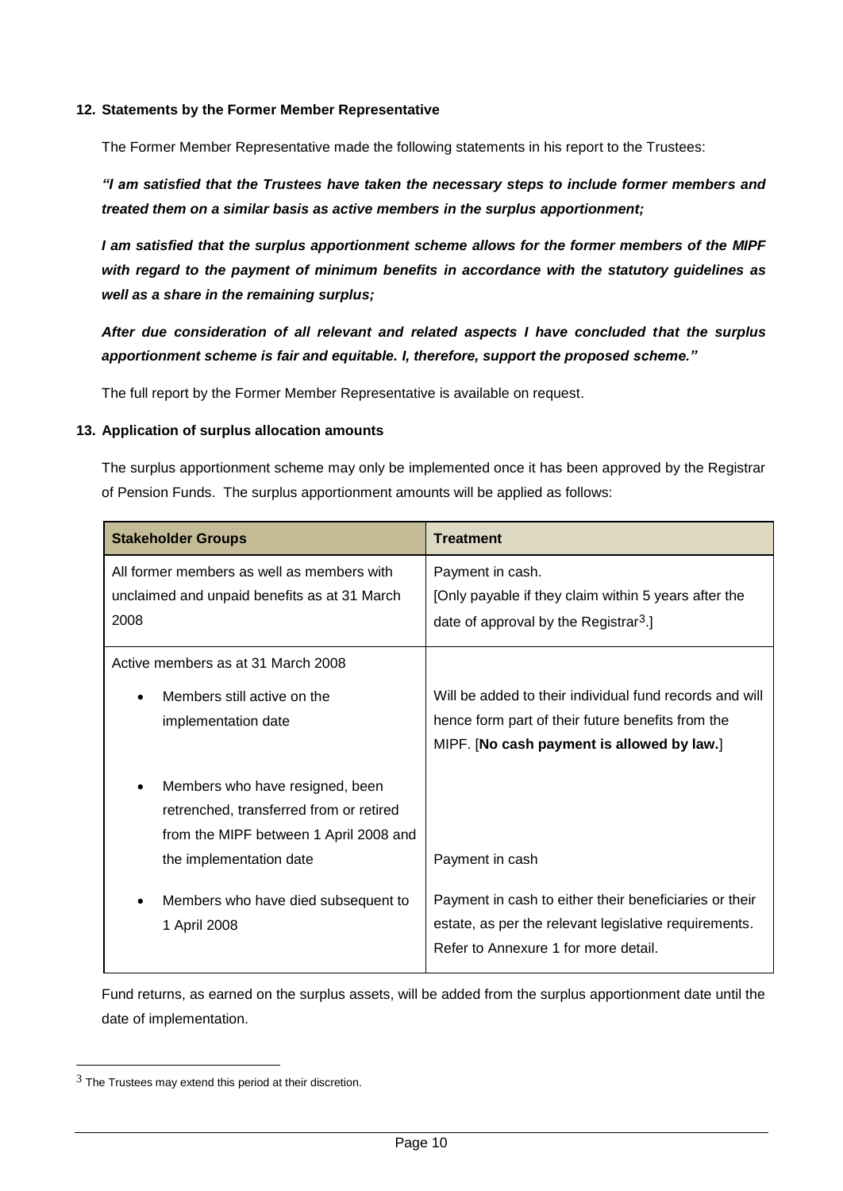**12. Statements by the Former Member Representative**

The Former Member Representative made the following statements in his report to the Trustees:

***"I am satisfied that the Trustees have taken the necessary steps to include former members and treated them on a similar basis as active members in the surplus apportionment;***

***I am satisfied that the surplus apportionment scheme allows for the former members of the MIPF with regard to the payment of minimum benefits in accordance with the statutory guidelines as well as a share in the remaining surplus;***

***After due consideration of all relevant and related aspects I have concluded that the surplus apportionment scheme is fair and equitable. I, therefore, support the proposed scheme."***

The full report by the Former Member Representative is available on request.

**13. Application of surplus allocation amounts**

The surplus apportionment scheme may only be implemented once it has been approved by the Registrar of Pension Funds. The surplus apportionment amounts will be applied as follows:

| **Stakeholder Groups** | **Treatment** |
|---|---|
| All former members as well as members with unclaimed and unpaid benefits as at 31 March 2008 | Payment in cash. [Only payable if they claim within 5 years after the date of approval by the Registrar[3].] |
| Active members as at 31 March 2008 | |
| • Members still active on the implementation date | Will be added to their individual fund records and will hence form part of their future benefits from the MIPF. [**No cash payment is allowed by law.**] |
| • Members who have resigned, been retrenched, transferred from or retired from the MIPF between 1 April 2008 and the implementation date | Payment in cash |
| • Members who have died subsequent to 1 April 2008 | Payment in cash to either their beneficiaries or their estate, as per the relevant legislative requirements. Refer to Annexure 1 for more detail. |

Fund returns, as earned on the surplus assets, will be added from the surplus apportionment date until the date of implementation.

[3] The Trustees may extend this period at their discretion.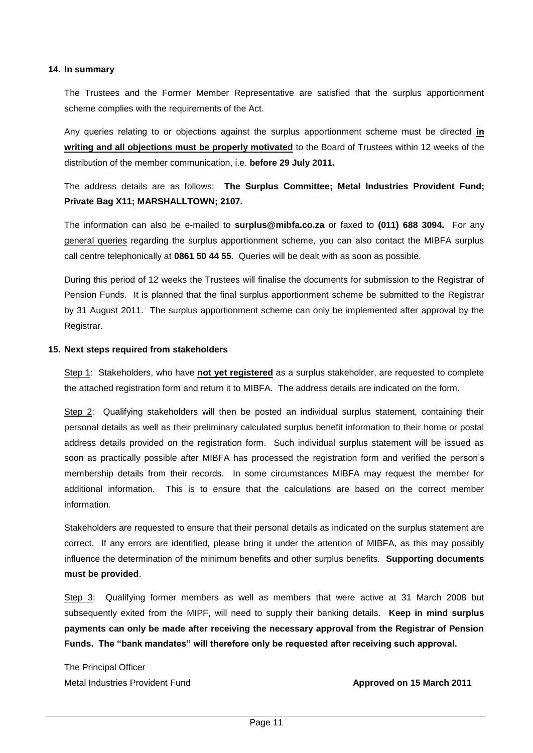## 14. In summary

The Trustees and the Former Member Representative are satisfied that the surplus apportionment scheme complies with the requirements of the Act.

Any queries relating to or objections against the surplus apportionment scheme must be directed **in writing and all objections must be properly motivated** to the Board of Trustees within 12 weeks of the distribution of the member communication, i.e. **before 29 July 2011.**

The address details are as follows: **The Surplus Committee; Metal Industries Provident Fund; Private Bag X11; MARSHALLTOWN; 2107.**

The information can also be e-mailed to **surplus@mibfa.co.za** or faxed to **(011) 688 3094.** For any general queries regarding the surplus apportionment scheme, you can also contact the MIBFA surplus call centre telephonically at **0861 50 44 55**. Queries will be dealt with as soon as possible.

During this period of 12 weeks the Trustees will finalise the documents for submission to the Registrar of Pension Funds. It is planned that the final surplus apportionment scheme be submitted to the Registrar by 31 August 2011. The surplus apportionment scheme can only be implemented after approval by the Registrar.

## 15. Next steps required from stakeholders

Step 1: Stakeholders, who have **not yet registered** as a surplus stakeholder, are requested to complete the attached registration form and return it to MIBFA. The address details are indicated on the form.

Step 2: Qualifying stakeholders will then be posted an individual surplus statement, containing their personal details as well as their preliminary calculated surplus benefit information to their home or postal address details provided on the registration form. Such individual surplus statement will be issued as soon as practically possible after MIBFA has processed the registration form and verified the person's membership details from their records. In some circumstances MIBFA may request the member for additional information. This is to ensure that the calculations are based on the correct member information.

Stakeholders are requested to ensure that their personal details as indicated on the surplus statement are correct. If any errors are identified, please bring it under the attention of MIBFA, as this may possibly influence the determination of the minimum benefits and other surplus benefits. **Supporting documents must be provided**.

Step 3: Qualifying former members as well as members that were active at 31 March 2008 but subsequently exited from the MIPF, will need to supply their banking details. **Keep in mind surplus payments can only be made after receiving the necessary approval from the Registrar of Pension Funds. The "bank mandates" will therefore only be requested after receiving such approval.**

The Principal Officer
Metal Industries Provident Fund

**Approved on 15 March 2011**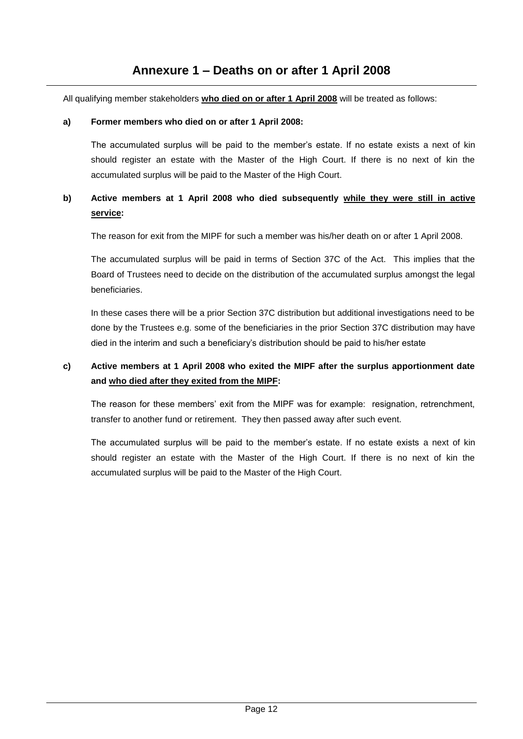# Annexure 1 – Deaths on or after 1 April 2008

All qualifying member stakeholders **who died on or after 1 April 2008** will be treated as follows:

**a) Former members who died on or after 1 April 2008:**

The accumulated surplus will be paid to the member's estate. If no estate exists a next of kin should register an estate with the Master of the High Court. If there is no next of kin the accumulated surplus will be paid to the Master of the High Court.

**b) Active members at 1 April 2008 who died subsequently while they were still in active service:**

The reason for exit from the MIPF for such a member was his/her death on or after 1 April 2008.

The accumulated surplus will be paid in terms of Section 37C of the Act. This implies that the Board of Trustees need to decide on the distribution of the accumulated surplus amongst the legal beneficiaries.

In these cases there will be a prior Section 37C distribution but additional investigations need to be done by the Trustees e.g. some of the beneficiaries in the prior Section 37C distribution may have died in the interim and such a beneficiary's distribution should be paid to his/her estate

**c) Active members at 1 April 2008 who exited the MIPF after the surplus apportionment date and who died after they exited from the MIPF:**

The reason for these members' exit from the MIPF was for example: resignation, retrenchment, transfer to another fund or retirement. They then passed away after such event.

The accumulated surplus will be paid to the member's estate. If no estate exists a next of kin should register an estate with the Master of the High Court. If there is no next of kin the accumulated surplus will be paid to the Master of the High Court.